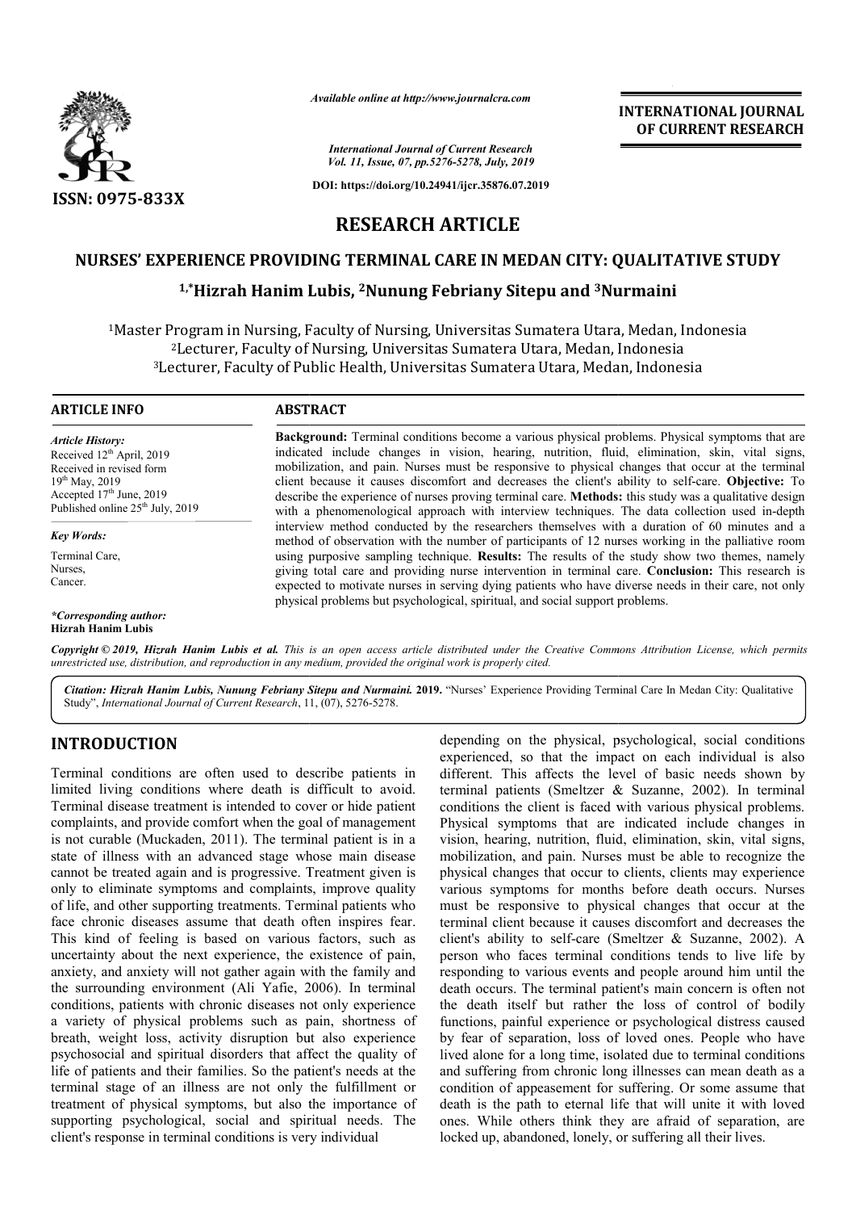*Available online at http://www.journalcra.com*

*International Journal of Current Research*
*Vol. 11, Issue, 07, pp.5276-5278, July, 2019*

**DOI: https://doi.org/10.24941/ijcr.35876.07.2019**

**ISSN: 0975-833X**

**INTERNATIONAL JOURNAL OF CURRENT RESEARCH**

# RESEARCH ARTICLE

# NURSES' EXPERIENCE PROVIDING TERMINAL CARE IN MEDAN CITY: QUALITATIVE STUDY

**[1,*]Hizrah Hanim Lubis, [2]Nunung Febriany Sitepu and [3]Nurmaini**

[1]Master Program in Nursing, Faculty of Nursing, Universitas Sumatera Utara, Medan, Indonesia
[2]Lecturer, Faculty of Nursing, Universitas Sumatera Utara, Medan, Indonesia
[3]Lecturer, Faculty of Public Health, Universitas Sumatera Utara, Medan, Indonesia

## ARTICLE INFO

*Article History:*
Received 12[th] April, 2019
Received in revised form
19[th] May, 2019
Accepted 17[th] June, 2019
Published online 25[th] July, 2019

*Key Words:*
Terminal Care,
Nurses,
Cancer.

***Corresponding author:***
**Hizrah Hanim Lubis**

## ABSTRACT

**Background:** Terminal conditions become a various physical problems. Physical symptoms that are indicated include changes in vision, hearing, nutrition, fluid, elimination, skin, vital signs, mobilization, and pain. Nurses must be responsive to physical changes that occur at the terminal client because it causes discomfort and decreases the client's ability to self-care. **Objective:** To describe the experience of nurses proving terminal care. **Methods:** this study was a qualitative design with a phenomenological approach with interview techniques. The data collection used in-depth interview method conducted by the researchers themselves with a duration of 60 minutes and a method of observation with the number of participants of 12 nurses working in the palliative room using purposive sampling technique. **Results:** The results of the study show two themes, namely giving total care and providing nurse intervention in terminal care. **Conclusion:** This research is expected to motivate nurses in serving dying patients who have diverse needs in their care, not only physical problems but psychological, spiritual, and social support problems.

***Copyright © 2019, Hizrah Hanim Lubis et al.*** *This is an open access article distributed under the Creative Commons Attribution License, which permits unrestricted use, distribution, and reproduction in any medium, provided the original work is properly cited.*

***Citation: Hizrah Hanim Lubis, Nunung Febriany Sitepu and Nurmaini.* 2019.** "Nurses' Experience Providing Terminal Care In Medan City: Qualitative Study", *International Journal of Current Research*, 11, (07), 5276-5278.

## INTRODUCTION

Terminal conditions are often used to describe patients in limited living conditions where death is difficult to avoid. Terminal disease treatment is intended to cover or hide patient complaints, and provide comfort when the goal of management is not curable (Muckaden, 2011). The terminal patient is in a state of illness with an advanced stage whose main disease cannot be treated again and is progressive. Treatment given is only to eliminate symptoms and complaints, improve quality of life, and other supporting treatments. Terminal patients who face chronic diseases assume that death often inspires fear. This kind of feeling is based on various factors, such as uncertainty about the next experience, the existence of pain, anxiety, and anxiety will not gather again with the family and the surrounding environment (Ali Yafie, 2006). In terminal conditions, patients with chronic diseases not only experience a variety of physical problems such as pain, shortness of breath, weight loss, activity disruption but also experience psychosocial and spiritual disorders that affect the quality of life of patients and their families. So the patient's needs at the terminal stage of an illness are not only the fulfillment or treatment of physical symptoms, but also the importance of supporting psychological, social and spiritual needs. The client's response in terminal conditions is very individual depending on the physical, psychological, social conditions experienced, so that the impact on each individual is also different. This affects the level of basic needs shown by terminal patients (Smeltzer & Suzanne, 2002). In terminal conditions the client is faced with various physical problems. Physical symptoms that are indicated include changes in vision, hearing, nutrition, fluid, elimination, skin, vital signs, mobilization, and pain. Nurses must be able to recognize the physical changes that occur to clients, clients may experience various symptoms for months before death occurs. Nurses must be responsive to physical changes that occur at the terminal client because it causes discomfort and decreases the client's ability to self-care (Smeltzer & Suzanne, 2002). A person who faces terminal conditions tends to live life by responding to various events and people around him until the death occurs. The terminal patient's main concern is often not the death itself but rather the loss of control of bodily functions, painful experience or psychological distress caused by fear of separation, loss of loved ones. People who have lived alone for a long time, isolated due to terminal conditions and suffering from chronic long illnesses can mean death as a condition of appeasement for suffering. Or some assume that death is the path to eternal life that will unite it with loved ones. While others think they are afraid of separation, are locked up, abandoned, lonely, or suffering all their lives.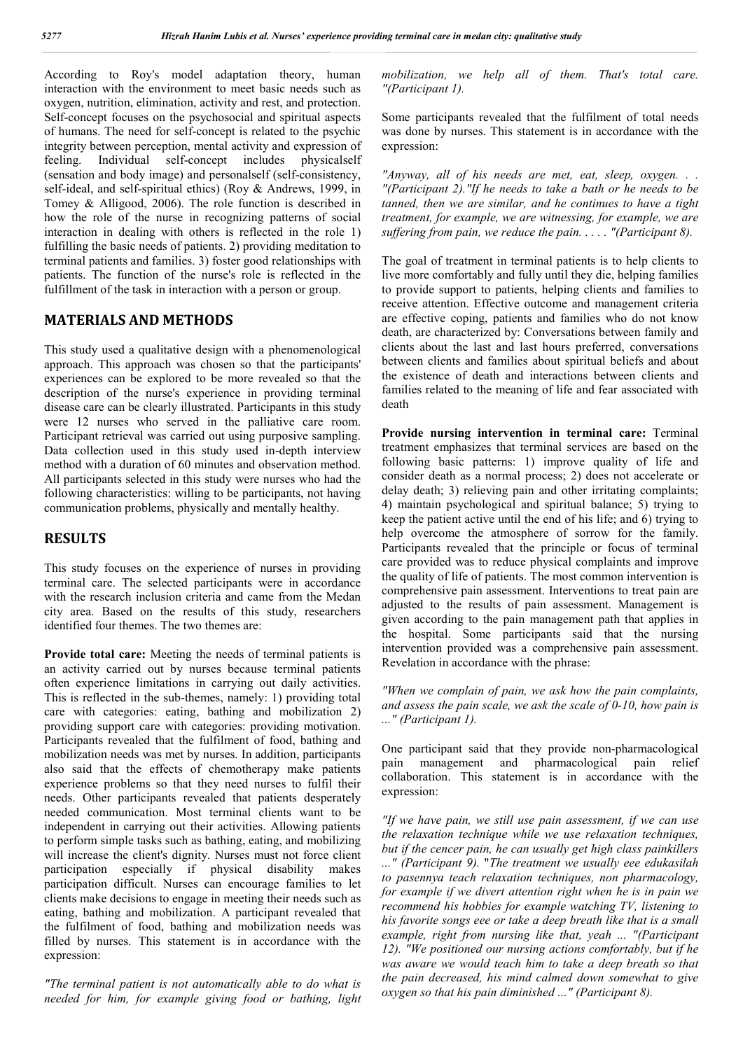According to Roy's model adaptation theory, human interaction with the environment to meet basic needs such as oxygen, nutrition, elimination, activity and rest, and protection. Self-concept focuses on the psychosocial and spiritual aspects of humans. The need for self-concept is related to the psychic integrity between perception, mental activity and expression of feeling. Individual self-concept includes physicalself (sensation and body image) and personalself (self-consistency, self-ideal, and self-spiritual ethics) (Roy & Andrews, 1999, in Tomey & Alligood, 2006). The role function is described in how the role of the nurse in recognizing patterns of social interaction in dealing with others is reflected in the role 1) fulfilling the basic needs of patients. 2) providing meditation to terminal patients and families. 3) foster good relationships with patients. The function of the nurse's role is reflected in the fulfillment of the task in interaction with a person or group.

## MATERIALS AND METHODS

This study used a qualitative design with a phenomenological approach. This approach was chosen so that the participants' experiences can be explored to be more revealed so that the description of the nurse's experience in providing terminal disease care can be clearly illustrated. Participants in this study were 12 nurses who served in the palliative care room. Participant retrieval was carried out using purposive sampling. Data collection used in this study used in-depth interview method with a duration of 60 minutes and observation method. All participants selected in this study were nurses who had the following characteristics: willing to be participants, not having communication problems, physically and mentally healthy.

## RESULTS

This study focuses on the experience of nurses in providing terminal care. The selected participants were in accordance with the research inclusion criteria and came from the Medan city area. Based on the results of this study, researchers identified four themes. The two themes are:

**Provide total care:** Meeting the needs of terminal patients is an activity carried out by nurses because terminal patients often experience limitations in carrying out daily activities. This is reflected in the sub-themes, namely: 1) providing total care with categories: eating, bathing and mobilization 2) providing support care with categories: providing motivation. Participants revealed that the fulfilment of food, bathing and mobilization needs was met by nurses. In addition, participants also said that the effects of chemotherapy make patients experience problems so that they need nurses to fulfil their needs. Other participants revealed that patients desperately needed communication. Most terminal clients want to be independent in carrying out their activities. Allowing patients to perform simple tasks such as bathing, eating, and mobilizing will increase the client's dignity. Nurses must not force client participation especially if physical disability makes participation difficult. Nurses can encourage families to let clients make decisions to engage in meeting their needs such as eating, bathing and mobilization. A participant revealed that the fulfilment of food, bathing and mobilization needs was filled by nurses. This statement is in accordance with the expression:

*"The terminal patient is not automatically able to do what is needed for him, for example giving food or bathing, light mobilization, we help all of them. That's total care. "(Participant 1).*

Some participants revealed that the fulfilment of total needs was done by nurses. This statement is in accordance with the expression:

*"Anyway, all of his needs are met, eat, sleep, oxygen. . . "(Participant 2)."If he needs to take a bath or he needs to be tanned, then we are similar, and he continues to have a tight treatment, for example, we are witnessing, for example, we are suffering from pain, we reduce the pain. . . . . "(Participant 8).*

The goal of treatment in terminal patients is to help clients to live more comfortably and fully until they die, helping families to provide support to patients, helping clients and families to receive attention. Effective outcome and management criteria are effective coping, patients and families who do not know death, are characterized by: Conversations between family and clients about the last and last hours preferred, conversations between clients and families about spiritual beliefs and about the existence of death and interactions between clients and families related to the meaning of life and fear associated with death

**Provide nursing intervention in terminal care:** Terminal treatment emphasizes that terminal services are based on the following basic patterns: 1) improve quality of life and consider death as a normal process; 2) does not accelerate or delay death; 3) relieving pain and other irritating complaints; 4) maintain psychological and spiritual balance; 5) trying to keep the patient active until the end of his life; and 6) trying to help overcome the atmosphere of sorrow for the family. Participants revealed that the principle or focus of terminal care provided was to reduce physical complaints and improve the quality of life of patients. The most common intervention is comprehensive pain assessment. Interventions to treat pain are adjusted to the results of pain assessment. Management is given according to the pain management path that applies in the hospital. Some participants said that the nursing intervention provided was a comprehensive pain assessment. Revelation in accordance with the phrase:

*"When we complain of pain, we ask how the pain complaints, and assess the pain scale, we ask the scale of 0-10, how pain is ..." (Participant 1).*

One participant said that they provide non-pharmacological pain management and pharmacological pain relief collaboration. This statement is in accordance with the expression:

*"If we have pain, we still use pain assessment, if we can use the relaxation technique while we use relaxation techniques, but if the cencer pain, he can usually get high class painkillers ..." (Participant 9).* "*The treatment we usually eee edukasilah to pasennya teach relaxation techniques, non pharmacology, for example if we divert attention right when he is in pain we recommend his hobbies for example watching TV, listening to his favorite songs eee or take a deep breath like that is a small example, right from nursing like that, yeah ... "(Participant 12). "We positioned our nursing actions comfortably, but if he was aware we would teach him to take a deep breath so that the pain decreased, his mind calmed down somewhat to give oxygen so that his pain diminished ..." (Participant 8).*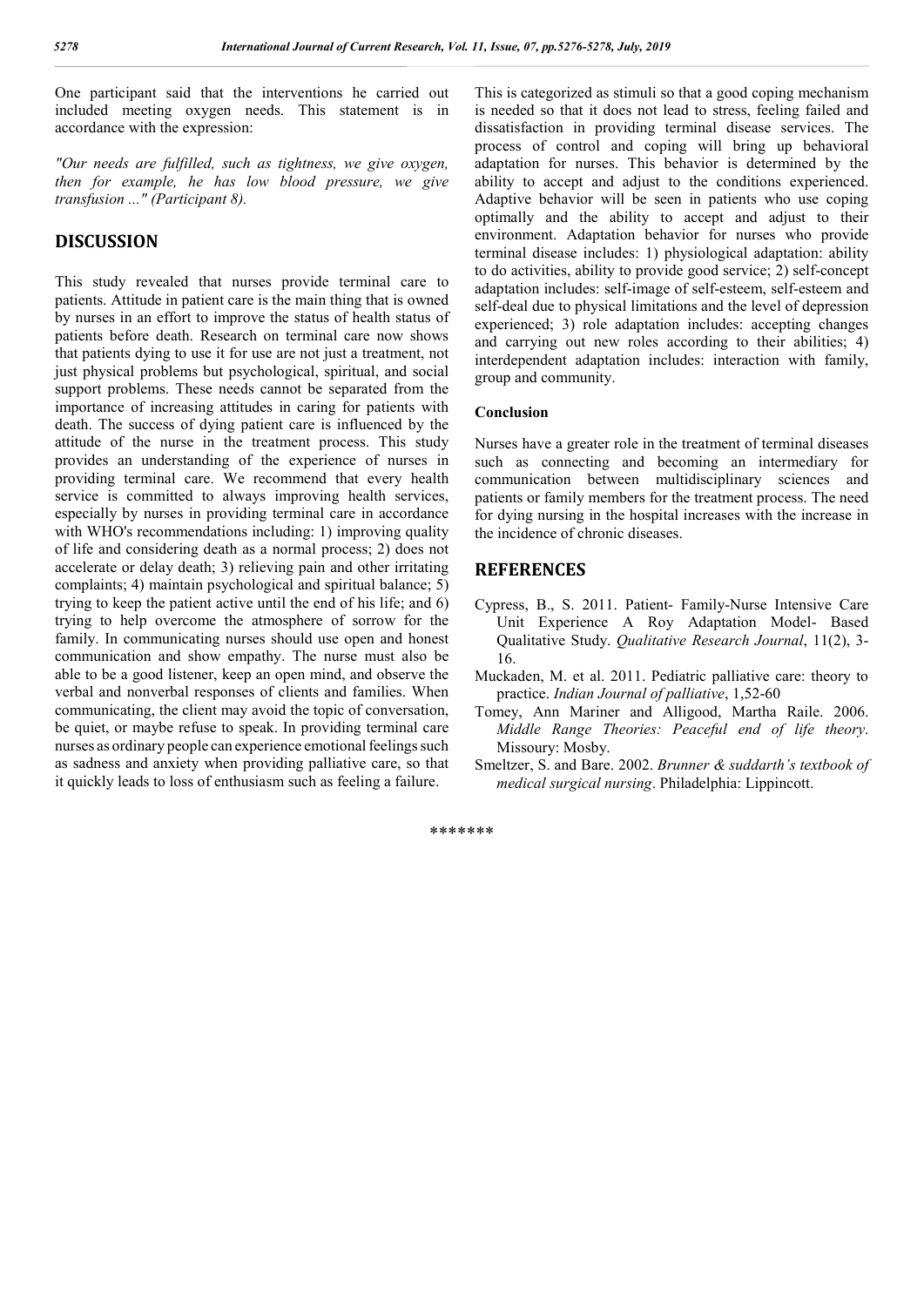One participant said that the interventions he carried out included meeting oxygen needs. This statement is in accordance with the expression:

*"Our needs are fulfilled, such as tightness, we give oxygen, then for example, he has low blood pressure, we give transfusion ..." (Participant 8).*

## DISCUSSION

This study revealed that nurses provide terminal care to patients. Attitude in patient care is the main thing that is owned by nurses in an effort to improve the status of health status of patients before death. Research on terminal care now shows that patients dying to use it for use are not just a treatment, not just physical problems but psychological, spiritual, and social support problems. These needs cannot be separated from the importance of increasing attitudes in caring for patients with death. The success of dying patient care is influenced by the attitude of the nurse in the treatment process. This study provides an understanding of the experience of nurses in providing terminal care. We recommend that every health service is committed to always improving health services, especially by nurses in providing terminal care in accordance with WHO's recommendations including: 1) improving quality of life and considering death as a normal process; 2) does not accelerate or delay death; 3) relieving pain and other irritating complaints; 4) maintain psychological and spiritual balance; 5) trying to keep the patient active until the end of his life; and 6) trying to help overcome the atmosphere of sorrow for the family. In communicating nurses should use open and honest communication and show empathy. The nurse must also be able to be a good listener, keep an open mind, and observe the verbal and nonverbal responses of clients and families. When communicating, the client may avoid the topic of conversation, be quiet, or maybe refuse to speak. In providing terminal care nurses as ordinary people can experience emotional feelings such as sadness and anxiety when providing palliative care, so that it quickly leads to loss of enthusiasm such as feeling a failure. This is categorized as stimuli so that a good coping mechanism is needed so that it does not lead to stress, feeling failed and dissatisfaction in providing terminal disease services. The process of control and coping will bring up behavioral adaptation for nurses. This behavior is determined by the ability to accept and adjust to the conditions experienced. Adaptive behavior will be seen in patients who use coping optimally and the ability to accept and adjust to their environment. Adaptation behavior for nurses who provide terminal disease includes: 1) physiological adaptation: ability to do activities, ability to provide good service; 2) self-concept adaptation includes: self-image of self-esteem, self-esteem and self-deal due to physical limitations and the level of depression experienced; 3) role adaptation includes: accepting changes and carrying out new roles according to their abilities; 4) interdependent adaptation includes: interaction with family, group and community.

### Conclusion

Nurses have a greater role in the treatment of terminal diseases such as connecting and becoming an intermediary for communication between multidisciplinary sciences and patients or family members for the treatment process. The need for dying nursing in the hospital increases with the increase in the incidence of chronic diseases.

## REFERENCES

Cypress, B., S. 2011. Patient- Family-Nurse Intensive Care Unit Experience A Roy Adaptation Model- Based Qualitative Study. *Qualitative Research Journal*, 11(2), 3-16.

Muckaden, M. et al. 2011. Pediatric palliative care: theory to practice. *Indian Journal of palliative*, 1,52-60

Tomey, Ann Mariner and Alligood, Martha Raile. 2006. *Middle Range Theories: Peaceful end of life theory*. Missoury: Mosby.

Smeltzer, S. and Bare. 2002. *Brunner & suddarth's textbook of medical surgical nursing*. Philadelphia: Lippincott.

\*\*\*\*\*\*\*